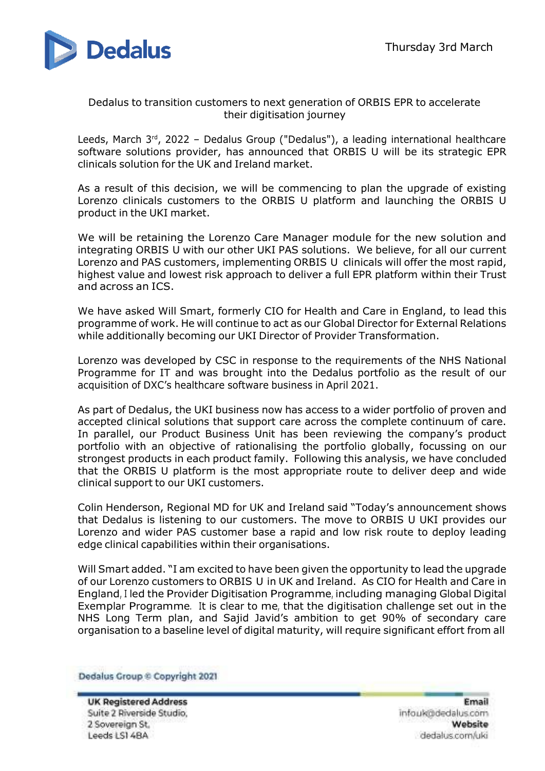Thursday 3rd March

Dedalus to transition customers to next generation of ORBIS EPR to accelerate their digitisation journey

Leeds, March 3rd, 2022 – Dedalus Group ("Dedalus"), a leading international healthcare software solutions provider, has announced that ORBIS U will be its strategic EPR clinicals solution for the UK and Ireland market.

As a result of this decision, we will be commencing to plan the upgrade of existing Lorenzo clinicals customers to the ORBIS U platform and launching the ORBIS U product in the UKI market.

We will be retaining the Lorenzo Care Manager module for the new solution and integrating ORBIS U with our other UKI PAS solutions. We believe, for all our current Lorenzo and PAS customers, implementing ORBIS U clinicals will offer the most rapid, highest value and lowest risk approach to deliver a full EPR platform within their Trust and across an ICS.

We have asked Will Smart, formerly CIO for Health and Care in England, to lead this programme of work. He will continue to act as our Global Director for External Relations while additionally becoming our UKI Director of Provider Transformation.

Lorenzo was developed by CSC in response to the requirements of the NHS National Programme for IT and was brought into the Dedalus portfolio as the result of our acquisition of DXC's healthcare software business in April 2021.

As part of Dedalus, the UKI business now has access to a wider portfolio of proven and accepted clinical solutions that support care across the complete continuum of care. In parallel, our Product Business Unit has been reviewing the company's product portfolio with an objective of rationalising the portfolio globally, focussing on our strongest products in each product family. Following this analysis, we have concluded that the ORBIS U platform is the most appropriate route to deliver deep and wide clinical support to our UKI customers.

Colin Henderson, Regional MD for UK and Ireland said "Today's announcement shows that Dedalus is listening to our customers. The move to ORBIS U UKI provides our Lorenzo and wider PAS customer base a rapid and low risk route to deploy leading edge clinical capabilities within their organisations.

Will Smart added. "I am excited to have been given the opportunity to lead the upgrade of our Lorenzo customers to ORBIS U in UK and Ireland. As CIO for Health and Care in England, I led the Provider Digitisation Programme, including managing Global Digital Exemplar Programme. It is clear to me, that the digitisation challenge set out in the NHS Long Term plan, and Sajid Javid's ambition to get 90% of secondary care organisation to a baseline level of digital maturity, will require significant effort from all

Dedalus Group © Copyright 2021

**UK Registered Address**
Suite 2 Riverside Studio,
2 Sovereign St,
Leeds LS1 4BA

**Email**
infouk@dedalus.com
**Website**
dedalus.com/uki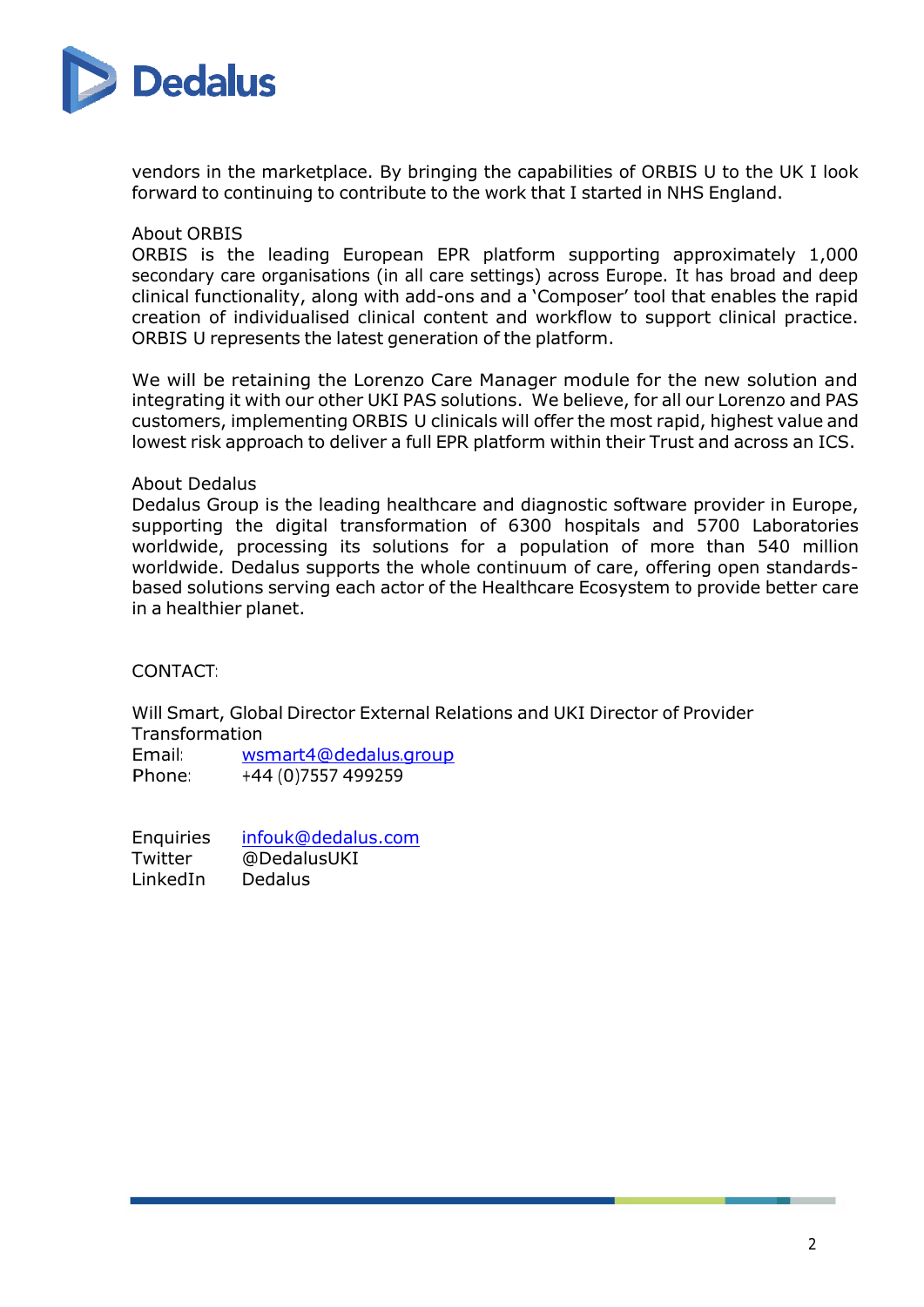vendors in the marketplace. By bringing the capabilities of ORBIS U to the UK I look forward to continuing to contribute to the work that I started in NHS England.

About ORBIS

ORBIS is the leading European EPR platform supporting approximately 1,000 secondary care organisations (in all care settings) across Europe. It has broad and deep clinical functionality, along with add-ons and a 'Composer' tool that enables the rapid creation of individualised clinical content and workflow to support clinical practice. ORBIS U represents the latest generation of the platform.

We will be retaining the Lorenzo Care Manager module for the new solution and integrating it with our other UKI PAS solutions. We believe, for all our Lorenzo and PAS customers, implementing ORBIS U clinicals will offer the most rapid, highest value and lowest risk approach to deliver a full EPR platform within their Trust and across an ICS.

About Dedalus

Dedalus Group is the leading healthcare and diagnostic software provider in Europe, supporting the digital transformation of 6300 hospitals and 5700 Laboratories worldwide, processing its solutions for a population of more than 540 million worldwide. Dedalus supports the whole continuum of care, offering open standards-based solutions serving each actor of the Healthcare Ecosystem to provide better care in a healthier planet.

CONTACT:

Will Smart, Global Director External Relations and UKI Director of Provider Transformation

Email: wsmart4@dedalus.group
Phone: +44 (0)7557 499259

Enquiries infouk@dedalus.com
Twitter @DedalusUKI
LinkedIn Dedalus